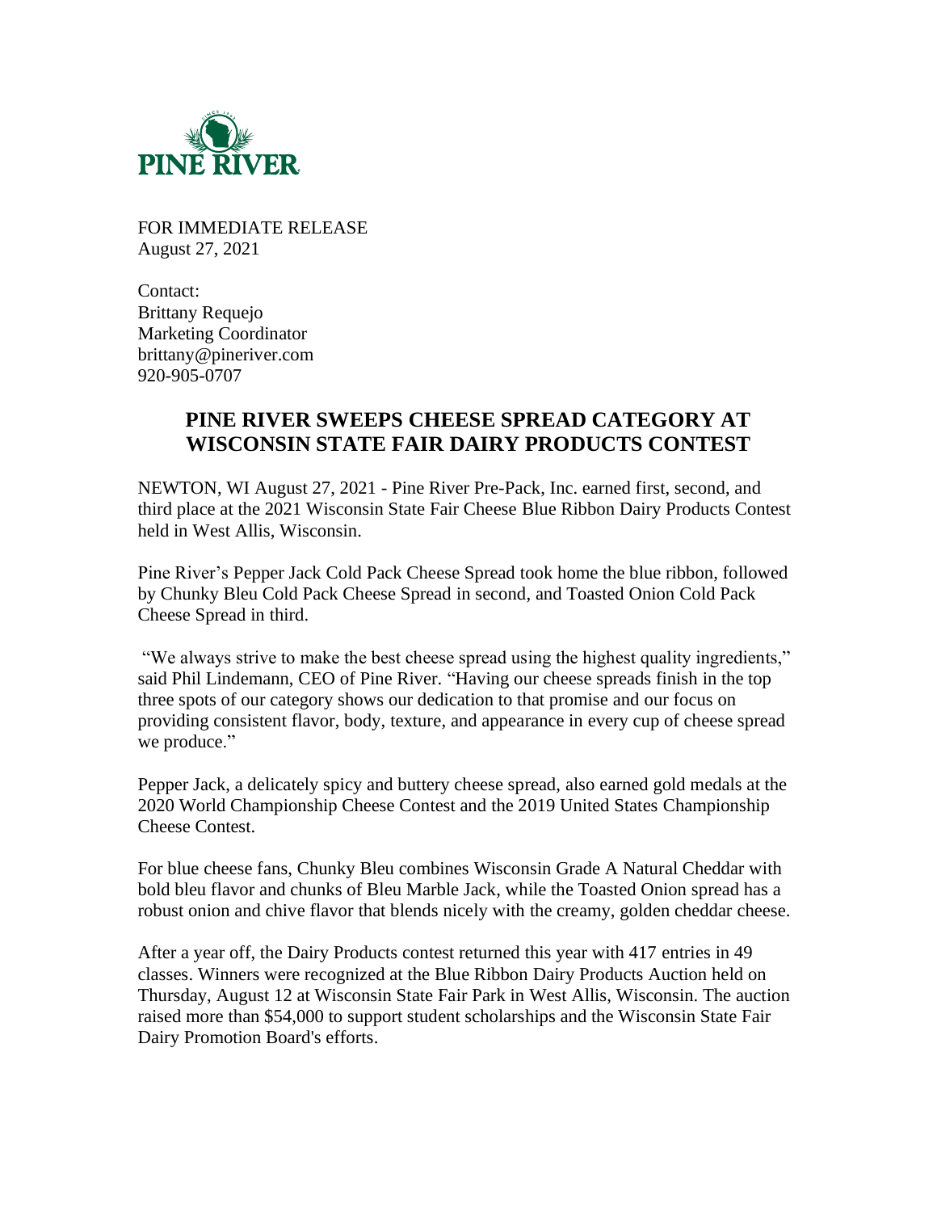FOR IMMEDIATE RELEASE
August 27, 2021

Contact:
Brittany Requejo
Marketing Coordinator
brittany@pineriver.com
920-905-0707

# PINE RIVER SWEEPS CHEESE SPREAD CATEGORY AT WISCONSIN STATE FAIR DAIRY PRODUCTS CONTEST

NEWTON, WI August 27, 2021 - Pine River Pre-Pack, Inc. earned first, second, and third place at the 2021 Wisconsin State Fair Cheese Blue Ribbon Dairy Products Contest held in West Allis, Wisconsin.

Pine River's Pepper Jack Cold Pack Cheese Spread took home the blue ribbon, followed by Chunky Bleu Cold Pack Cheese Spread in second, and Toasted Onion Cold Pack Cheese Spread in third.

"We always strive to make the best cheese spread using the highest quality ingredients," said Phil Lindemann, CEO of Pine River. "Having our cheese spreads finish in the top three spots of our category shows our dedication to that promise and our focus on providing consistent flavor, body, texture, and appearance in every cup of cheese spread we produce."

Pepper Jack, a delicately spicy and buttery cheese spread, also earned gold medals at the 2020 World Championship Cheese Contest and the 2019 United States Championship Cheese Contest.

For blue cheese fans, Chunky Bleu combines Wisconsin Grade A Natural Cheddar with bold bleu flavor and chunks of Bleu Marble Jack, while the Toasted Onion spread has a robust onion and chive flavor that blends nicely with the creamy, golden cheddar cheese.

After a year off, the Dairy Products contest returned this year with 417 entries in 49 classes. Winners were recognized at the Blue Ribbon Dairy Products Auction held on Thursday, August 12 at Wisconsin State Fair Park in West Allis, Wisconsin. The auction raised more than $54,000 to support student scholarships and the Wisconsin State Fair Dairy Promotion Board's efforts.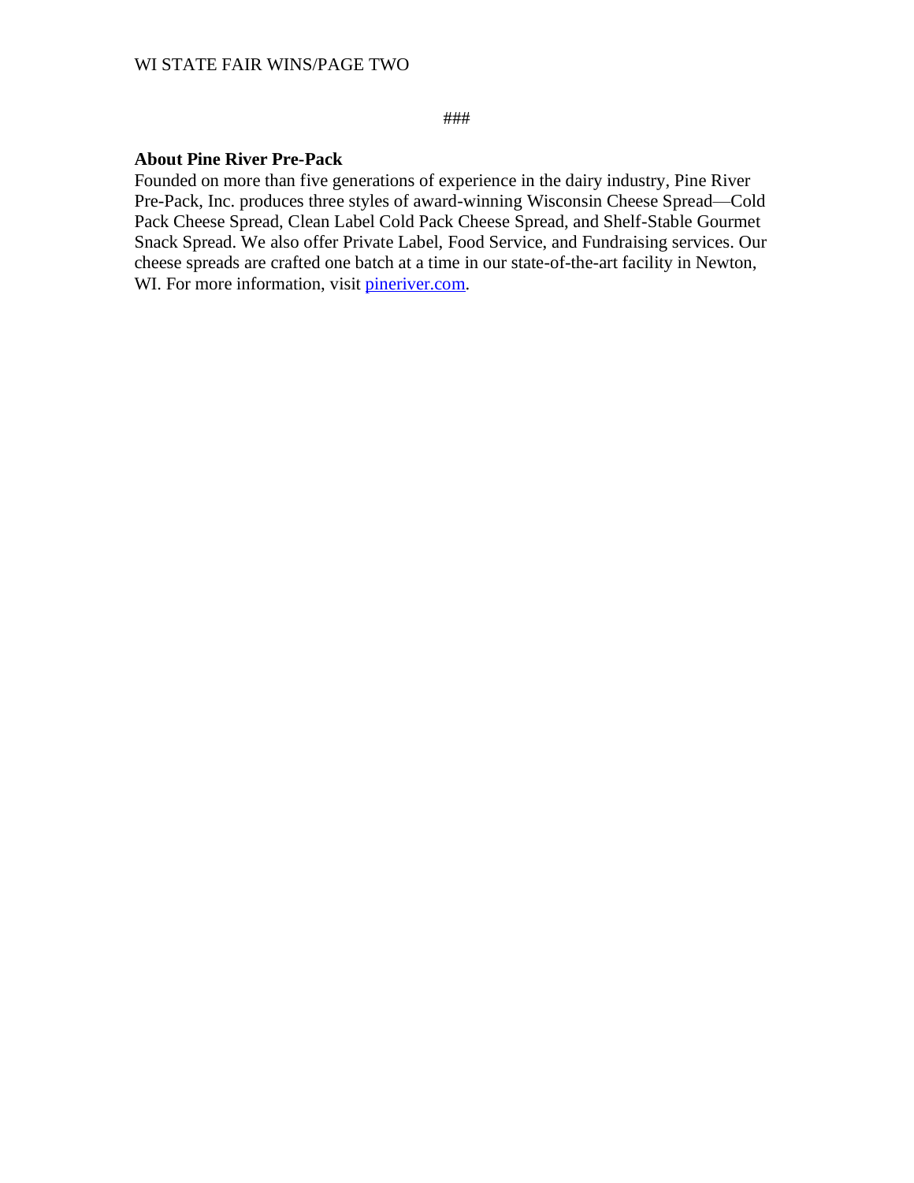###

**About Pine River Pre-Pack**

Founded on more than five generations of experience in the dairy industry, Pine River Pre-Pack, Inc. produces three styles of award-winning Wisconsin Cheese Spread—Cold Pack Cheese Spread, Clean Label Cold Pack Cheese Spread, and Shelf-Stable Gourmet Snack Spread. We also offer Private Label, Food Service, and Fundraising services. Our cheese spreads are crafted one batch at a time in our state-of-the-art facility in Newton, WI. For more information, visit [pineriver.com](pineriver.com).